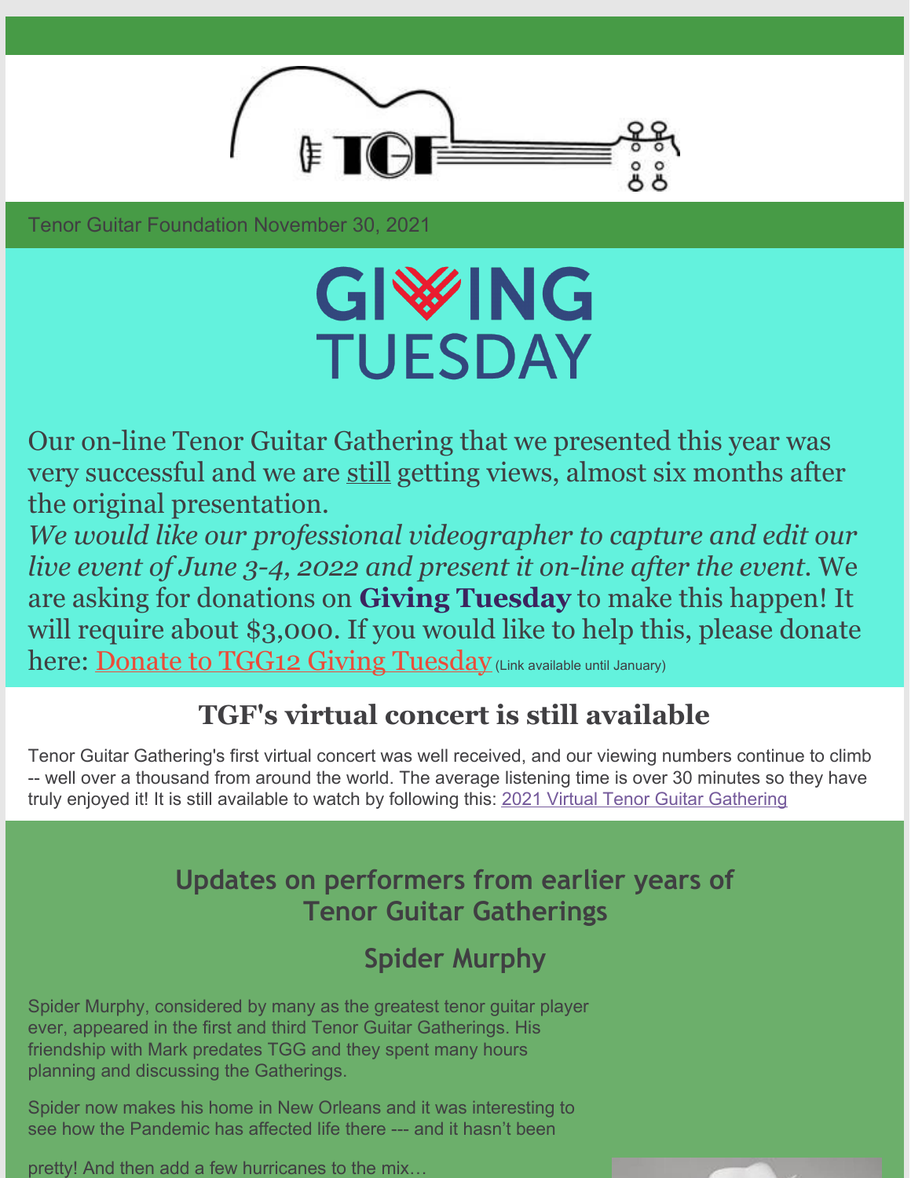Tenor Guitar Foundation November 30, 2021

# GIVING TUESDAY

Our on-line Tenor Guitar Gathering that we presented this year was very successful and we are still getting views, almost six months after the original presentation.
*We would like our professional videographer to capture and edit our live event of June 3-4, 2022 and present it on-line after the event.* We are asking for donations on **Giving Tuesday** to make this happen! It will require about $3,000. If you would like to help this, please donate here: Donate to TGG12 Giving Tuesday (Link available until January)

## TGF's virtual concert is still available

Tenor Guitar Gathering's first virtual concert was well received, and our viewing numbers continue to climb -- well over a thousand from around the world. The average listening time is over 30 minutes so they have truly enjoyed it! It is still available to watch by following this: 2021 Virtual Tenor Guitar Gathering

## Updates on performers from earlier years of Tenor Guitar Gatherings

### Spider Murphy

Spider Murphy, considered by many as the greatest tenor guitar player ever, appeared in the first and third Tenor Guitar Gatherings. His friendship with Mark predates TGG and they spent many hours planning and discussing the Gatherings.

Spider now makes his home in New Orleans and it was interesting to see how the Pandemic has affected life there --- and it hasn't been pretty! And then add a few hurricanes to the mix…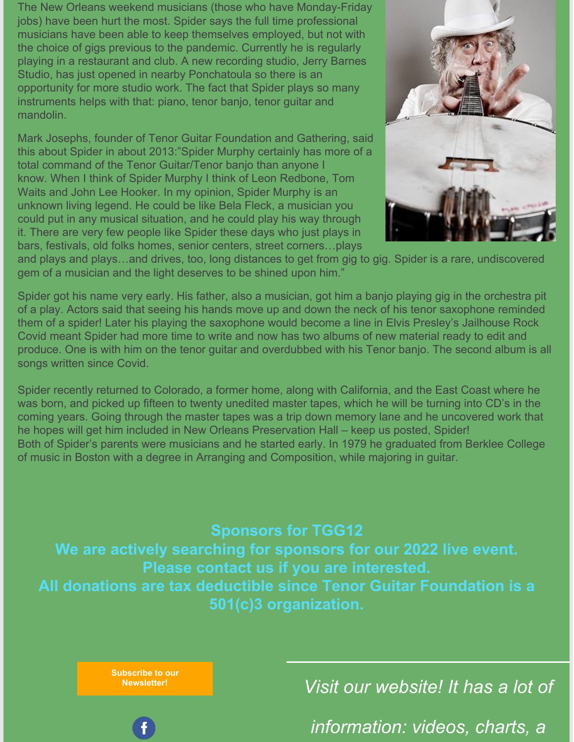The New Orleans weekend musicians (those who have Monday-Friday jobs) have been hurt the most. Spider says the full time professional musicians have been able to keep themselves employed, but not with the choice of gigs previous to the pandemic. Currently he is regularly playing in a restaurant and club. A new recording studio, Jerry Barnes Studio, has just opened in nearby Ponchatoula so there is an opportunity for more studio work. The fact that Spider plays so many instruments helps with that: piano, tenor banjo, tenor guitar and mandolin.

Mark Josephs, founder of Tenor Guitar Foundation and Gathering, said this about Spider in about 2013:"Spider Murphy certainly has more of a total command of the Tenor Guitar/Tenor banjo than anyone I know. When I think of Spider Murphy I think of Leon Redbone, Tom Waits and John Lee Hooker. In my opinion, Spider Murphy is an unknown living legend. He could be like Bela Fleck, a musician you could put in any musical situation, and he could play his way through it. There are very few people like Spider these days who just plays in bars, festivals, old folks homes, senior centers, street corners…plays and plays and plays…and drives, too, long distances to get from gig to gig. Spider is a rare, undiscovered gem of a musician and the light deserves to be shined upon him."

Spider got his name very early. His father, also a musician, got him a banjo playing gig in the orchestra pit of a play. Actors said that seeing his hands move up and down the neck of his tenor saxophone reminded them of a spider! Later his playing the saxophone would become a line in Elvis Presley's Jailhouse Rock Covid meant Spider had more time to write and now has two albums of new material ready to edit and produce. One is with him on the tenor guitar and overdubbed with his Tenor banjo. The second album is all songs written since Covid.

Spider recently returned to Colorado, a former home, along with California, and the East Coast where he was born, and picked up fifteen to twenty unedited master tapes, which he will be turning into CD's in the coming years. Going through the master tapes was a trip down memory lane and he uncovered work that he hopes will get him included in New Orleans Preservation Hall – keep us posted, Spider!
Both of Spider's parents were musicians and he started early. In 1979 he graduated from Berklee College of music in Boston with a degree in Arranging and Composition, while majoring in guitar.

## Sponsors for TGG12

**We are actively searching for sponsors for our 2022 live event.**
**Please contact us if you are interested.**
**All donations are tax deductible since Tenor Guitar Foundation is a 501(c)3 organization.**

**Subscribe to our Newsletter!**

*Visit our website! It has a lot of information: videos, charts, a*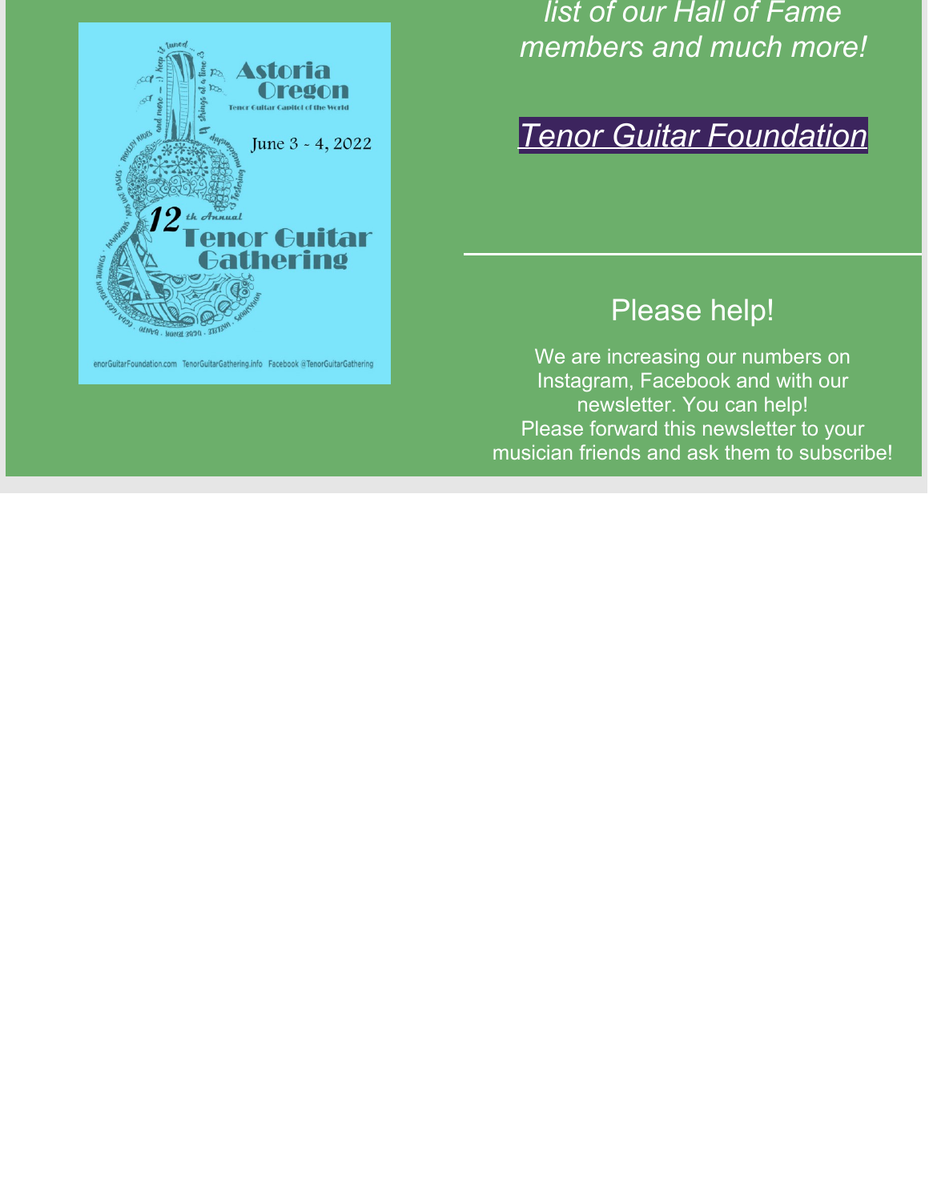*list of our Hall of Fame members and much more!*

*Tenor Guitar Foundation*

## Please help!

We are increasing our numbers on Instagram, Facebook and with our newsletter. You can help!
Please forward this newsletter to your musician friends and ask them to subscribe!